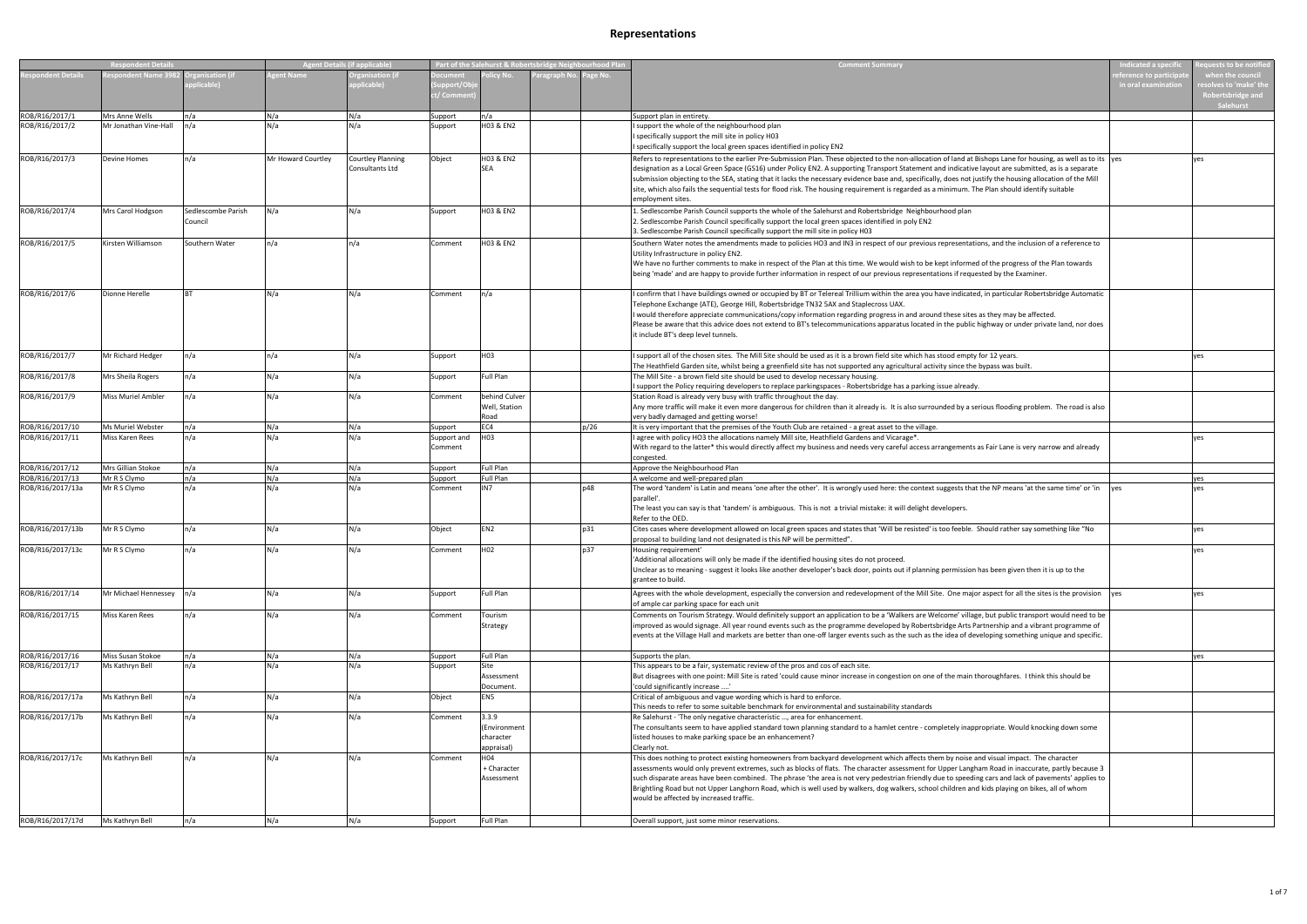# Representations

| Respondent Details | | | Agent Details (if applicable) | | Part of the Salehurst & Robertsbridge Neighbourhood Plan | | | | Comment Summary | Indicated a specific reference to participate in oral examination | Requests to be notified when the council resolves to 'make' the Robertsbridge and Salehurst |
|---|---|---|---|---|---|---|---|---|---|---|---|
| Respondent Details | Respondent Name 3982 | Organisation (if applicable) | Agent Name | Organisation (if applicable) | Document (Support/Object/Comment) | Policy No. | Paragraph No. | Page No. | | | |
| ROB/R16/2017/1 | Mrs Anne Wells | n/a | N/a | N/a | Support | n/a | | | Support plan in entirety. | | |
| ROB/R16/2017/2 | Mr Jonathan Vine-Hall | n/a | N/a | N/a | Support | H03 & EN2 | | | I support the whole of the neighbourhood plan<br>I specifically support the mill site in policy H03<br>I specifically support the local green spaces identified in policy EN2 | | |
| ROB/R16/2017/3 | Devine Homes | n/a | Mr Howard Courtley | Courtley Planning Consultants Ltd | Object | H03 & EN2 SEA | | | Refers to representations to the earlier Pre-Submission Plan. These objected to the non-allocation of land at Bishops Lane for housing, as well as to its designation as a Local Green Space (GS16) under Policy EN2. A supporting Transport Statement and indicative layout are submitted, as is a separate submission objecting to the SEA, stating that it lacks the necessary evidence base and, specifically, does not justify the housing allocation of the Mill site, which also fails the sequential tests for flood risk. The housing requirement is regarded as a minimum. The Plan should identify suitable employment sites. | yes | yes |
| ROB/R16/2017/4 | Mrs Carol Hodgson | Sedlescombe Parish Council | N/a | N/a | Support | H03 & EN2 | | | 1. Sedlescombe Parish Council supports the whole of the Salehurst and Robertsbridge Neighbourhood plan<br>2. Sedlescombe Parish Council specifically support the local green spaces identified in poly EN2<br>3. Sedlescombe Parish Council specifically support the mill site in policy H03 | | |
| ROB/R16/2017/5 | Kirsten Williamson | Southern Water | n/a | n/a | Comment | H03 & EN2 | | | Southern Water notes the amendments made to policies HO3 and IN3 in respect of our previous representations, and the inclusion of a reference to Utility Infrastructure in policy EN2.<br>We have no further comments to make in respect of the Plan at this time. We would wish to be kept informed of the progress of the Plan towards being 'made' and are happy to provide further information in respect of our previous representations if requested by the Examiner. | | |
| ROB/R16/2017/6 | Dionne Herelle | BT | N/a | N/a | Comment | n/a | | | I confirm that I have buildings owned or occupied by BT or Telereal Trillium within the area you have indicated, in particular Robertsbridge Automatic Telephone Exchange (ATE), George Hill, Robertsbridge TN32 5AX and Staplecross UAX.<br>I would therefore appreciate communications/copy information regarding progress in and around these sites as they may be affected.<br>Please be aware that this advice does not extend to BT's telecommunications apparatus located in the public highway or under private land, nor does it include BT's deep level tunnels. | | |
| ROB/R16/2017/7 | Mr Richard Hedger | n/a | n/a | N/a | Support | H03 | | | I support all of the chosen sites. The Mill Site should be used as it is a brown field site which has stood empty for 12 years.<br>The Heathfield Garden site, whilst being a greenfield site has not supported any agricultural activity since the bypass was built. | | yes |
| ROB/R16/2017/8 | Mrs Sheila Rogers | n/a | N/a | N/a | Support | Full Plan | | | The Mill Site - a brown field site should be used to develop necessary housing.<br>I support the Policy requiring developers to replace parkingspaces - Robertsbridge has a parking issue already. | | |
| ROB/R16/2017/9 | Miss Muriel Ambler | n/a | N/a | N/a | Comment | behind Culver Well, Station Road | | | Station Road is already very busy with traffic throughout the day.<br>Any more traffic will make it even more dangerous for children than it already is. It is also surrounded by a serious flooding problem. The road is also very badly damaged and getting worse! | | |
| ROB/R16/2017/10 | Ms Muriel Webster | n/a | N/a | N/a | Support | EC4 | | p/26 | It is very important that the premises of the Youth Club are retained - a great asset to the village. | | |
| ROB/R16/2017/11 | Miss Karen Rees | n/a | N/a | N/a | Support and Comment | H03 | | | I agree with policy HO3 the allocations namely Mill site, Heathfield Gardens and Vicarage*.<br>With regard to the latter* this would directly affect my business and needs very careful access arrangements as Fair Lane is very narrow and already congested. | | yes |
| ROB/R16/2017/12 | Mrs Gillian Stokoe | n/a | N/a | N/a | Support | Full Plan | | | Approve the Neighbourhood Plan | | |
| ROB/R16/2017/13 | Mr R S Clymo | n/a | N/a | N/a | Support | Full Plan | | | A welcome and well-prepared plan | | yes |
| ROB/R16/2017/13a | Mr R S Clymo | n/a | N/a | N/a | Comment | IN7 | | p48 | The word 'tandem' is Latin and means 'one after the other'. It is wrongly used here: the context suggests that the NP means 'at the same time' or 'in parallel'.<br>The least you can say is that 'tandem' is ambiguous. This is not a trivial mistake: it will delight developers.<br>Refer to the OED. | yes | yes |
| ROB/R16/2017/13b | Mr R S Clymo | n/a | N/a | N/a | Object | EN2 | | p31 | Cites cases where development allowed on local green spaces and states that 'Will be resisted' is too feeble. Should rather say something like "No proposal to building land not designated is this NP will be permitted". | | yes |
| ROB/R16/2017/13c | Mr R S Clymo | n/a | N/a | N/a | Comment | H02 | | p37 | Housing requirement'<br>'Additional allocations will only be made if the identified housing sites do not proceed.<br>Unclear as to meaning - suggest it looks like another developer's back door, points out if planning permission has been given then it is up to the grantee to build. | | yes |
| ROB/R16/2017/14 | Mr Michael Hennessey | n/a | N/a | N/a | Support | Full Plan | | | Agrees with the whole development, especially the conversion and redevelopment of the Mill Site. One major aspect for all the sites is the provision of ample car parking space for each unit | yes | yes |
| ROB/R16/2017/15 | Miss Karen Rees | n/a | N/a | N/a | Comment | Tourism Strategy | | | Comments on Tourism Strategy. Would definitely support an application to be a 'Walkers are Welcome' village, but public transport would need to be improved as would signage. All year round events such as the programme developed by Robertsbridge Arts Partnership and a vibrant programme of events at the Village Hall and markets are better than one-off larger events such as the such as the idea of developing something unique and specific. | | |
| ROB/R16/2017/16 | Miss Susan Stokoe | n/a | N/a | N/a | Support | Full Plan | | | Supports the plan. | | yes |
| ROB/R16/2017/17 | Ms Kathryn Bell | n/a | N/a | N/a | Support | Site Assessment Document. | | | This appears to be a fair, systematic review of the pros and cos of each site.<br>But disagrees with one point: Mill Site is rated 'could cause minor increase in congestion on one of the main thoroughfares. I think this should be 'could significantly increase ....' | | |
| ROB/R16/2017/17a | Ms Kathryn Bell | n/a | N/a | N/a | Object | EN5 | | | Critical of ambiguous and vague wording which is hard to enforce.<br>This needs to refer to some suitable benchmark for environmental and sustainability standards | | |
| ROB/R16/2017/17b | Ms Kathryn Bell | n/a | N/a | N/a | Comment | 3.3.9 (Environment character appraisal) | | | Re Salehurst - 'The only negative characteristic ..., area for enhancement.<br>The consultants seem to have applied standard town planning standard to a hamlet centre - completely inappropriate. Would knocking down some listed houses to make parking space be an enhancement?<br>Clearly not. | | |
| ROB/R16/2017/17c | Ms Kathryn Bell | n/a | N/a | N/a | Comment | H04 + Character Assessment | | | This does nothing to protect existing homeowners from backyard development which affects them by noise and visual impact. The character assessments would only prevent extremes, such as blocks of flats. The character assessment for Upper Langham Road in inaccurate, partly because 3 such disparate areas have been combined. The phrase 'the area is not very pedestrian friendly due to speeding cars and lack of pavements' applies to Brightling Road but not Upper Langhorn Road, which is well used by walkers, dog walkers, school children and kids playing on bikes, all of whom would be affected by increased traffic. | | |
| ROB/R16/2017/17d | Ms Kathryn Bell | n/a | N/a | N/a | Support | Full Plan | | | Overall support, just some minor reservations. | | |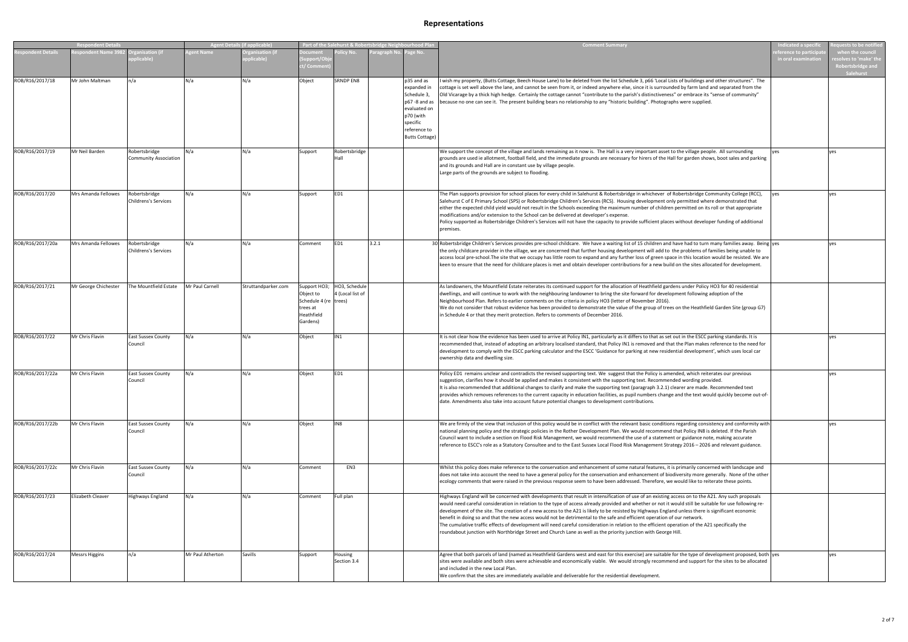# Representations

| Respondent Details | | | Agent Details (if applicable) | | Part of the Salehurst & Robertsbridge Neighbourhood Plan | | | | Comment Summary | Indicated a specific | Requests to be notified |
|---|---|---|---|---|---|---|---|---|---|---|---|
| Respondent Details | Respondent Name 3982 | Organisation (if applicable) | Agent Name | Organisation (if applicable) | Document (Support/Object/ Comment) | Policy No. | Paragraph No. | Page No. | | reference to participate in oral examination | when the council resolves to 'make' the Robertsbridge and Salehurst |
| ROB/R16/2017/18 | Mr John Maltman | n/a | N/a | N/a | Object | SRNDP EN8 | | p35 and as expanded in Schedule 3, p67 -8 and as evaluated on p70 (with specific reference to Butts Cottage) | I wish my property, (Butts Cottage, Beech House Lane) to be deleted from the list Schedule 3, p66 'Local Lists of buildings and other structures". The cottage is set well above the lane, and cannot be seen from it, or indeed anywhere else, since it is surrounded by farm land and separated from the Old Vicarage by a thick high hedge. Certainly the cottage cannot "contribute to the parish's distinctiveness" or embrace its "sense of community" because no one can see it. The present building bears no relationship to any "historic building". Photographs were supplied. | | |
| ROB/R16/2017/19 | Mr Neil Barden | Robertsbridge Community Association | N/a | N/a | Support | Robertsbridge Hall | | | We support the concept of the village and lands remaining as it now is. The Hall is a very important asset to the village people. All surrounding grounds are used ie allotment, football field, and the immediate grounds are necessary for hirers of the Hall for garden shows, boot sales and parking and its grounds and Hall are in constant use by village people.<br>Large parts of the grounds are subject to flooding. | yes | yes |
| ROB/R16/2017/20 | Mrs Amanda Fellowes | Robertsbridge Childrens's Services | N/a | N/a | Support | ED1 | | | The Plan supports provision for school places for every child in Salehurst & Robertsbridge in whichever of Robertsbridge Community College (RCC), Salehurst C of E Primary School (SPS) or Robertsbridge Children's Services (RCS). Housing development only permitted where demonstrated that either the expected child yield would not result in the Schools exceeding the maximum number of children permitted on its roll or that appropriate modifications and/or extension to the School can be delivered at developer's expense.<br>Policy supported as Robertsbridge Children's Services will not have the capacity to provide sufficient places without developer funding of additional premises. | yes | yes |
| ROB/R16/2017/20a | Mrs Amanda Fellowes | Robertsbridge Childrens's Services | N/a | N/a | Comment | ED1 | 3.2.1 | 30 | Robertsbridge Children's Services provides pre-school childcare. We have a waiting list of 15 children and have had to turn many families away. Being the only childcare provider in the village, we are concerned that further housing development will add to the problems of families being unable to access local pre-school.The site that we occupy has little room to expand and any further loss of green space in this location would be resisted. We are keen to ensure that the need for childcare places is met and obtain developer contributions for a new build on the sites allocated for development. | yes | yes |
| ROB/R16/2017/21 | Mr George Chichester | The Mountfield Estate | Mr Paul Carnell | Struttandparker.com | Support HO3; Object to Schedule 4 (re trees at Heathfield Gardens) | HO3, Schedule 4 (Local list of trees) | | | As landowners, the Mountfield Estate reiterates its continued support for the allocation of Heathfield gardens under Policy HO3 for 40 residential dwellings, and will continue to work with the neighbouring landowner to bring the site forward for development following adoption of the Neighbourhood Plan. Refers to earlier comments on the criteria in policy HO3 (letter of November 2016).<br>We do not consider that robust evidence has been provided to demonstrate the value of the group of trees on the Heathfield Garden Site (group G7) in Schedule 4 or that they merit protection. Refers to comments of December 2016. | | |
| ROB/R16/2017/22 | Mr Chris Flavin | East Sussex County Council | N/a | N/a | Object | IN1 | | | It is not clear how the evidence has been used to arrive at Policy IN1, particularly as it differs to that as set out in the ESCC parking standards. It is recommended that, instead of adopting an arbitrary localised standard, that Policy IN1 is removed and that the Plan makes reference to the need for development to comply with the ESCC parking calculator and the ESCC 'Guidance for parking at new residential development', which uses local car ownership data and dwelling size. | | yes |
| ROB/R16/2017/22a | Mr Chris Flavin | East Sussex County Council | N/a | N/a | Object | ED1 | | | Policy ED1 remains unclear and contradicts the revised supporting text. We suggest that the Policy is amended, which reiterates our previous suggestion, clarifies how it should be applied and makes it consistent with the supporting text. Recommended wording provided.<br>It is also recommended that additional changes to clarify and make the supporting text (paragraph 3.2.1) clearer are made. Recommended text provides which removes references to the current capacity in education facilities, as pupil numbers change and the text would quickly become out-of-date. Amendments also take into account future potential changes to development contributions. | | yes |
| ROB/R16/2017/22b | Mr Chris Flavin | East Sussex County Council | N/a | N/a | Object | IN8 | | | We are firmly of the view that inclusion of this policy would be in conflict with the relevant basic conditions regarding consistency and conformity with national planning policy and the strategic policies in the Rother Development Plan. We would recommend that Policy IN8 is deleted. If the Parish Council want to include a section on Flood Risk Management, we would recommend the use of a statement or guidance note, making accurate reference to ESCC's role as a Statutory Consultee and to the East Sussex Local Flood Risk Management Strategy 2016 – 2026 and relevant guidance. | | yes |
| ROB/R16/2017/22c | Mr Chris Flavin | East Sussex County Council | N/a | N/a | Comment | EN3 | | | Whilst this policy does make reference to the conservation and enhancement of some natural features, it is primarily concerned with landscape and does not take into account the need to have a general policy for the conservation and enhancement of biodiversity more generally. None of the other ecology comments that were raised in the previous response seem to have been addressed. Therefore, we would like to reiterate these points. | | |
| ROB/R16/2017/23 | Elizabeth Cleaver | Highways England | N/a | N/a | Comment | Full plan | | | Highways England will be concerned with developments that result in intensification of use of an existing access on to the A21. Any such proposals would need careful consideration in relation to the type of access already provided and whether or not it would still be suitable for use following re-development of the site. The creation of a new access to the A21 is likely to be resisted by Highways England unless there is significant economic benefit in doing so and that the new access would not be detrimental to the safe and efficient operation of our network.<br>The cumulative traffic effects of development will need careful consideration in relation to the efficient operation of the A21 specifically the roundabout junction with Northbridge Street and Church Lane as well as the priority junction with George Hill. | | |
| ROB/R16/2017/24 | Messrs Higgins | n/a | Mr Paul Atherton | Savills | Support | Housing Section 3.4 | | | Agree that both parcels of land (named as Heathfield Gardens west and east for this exercise) are suitable for the type of development proposed, both sites were available and both sites were achievable and economically viable. We would strongly recommend and support for the sites to be allocated and included in the new Local Plan.<br>We confirm that the sites are immediately available and deliverable for the residential development. | yes | yes |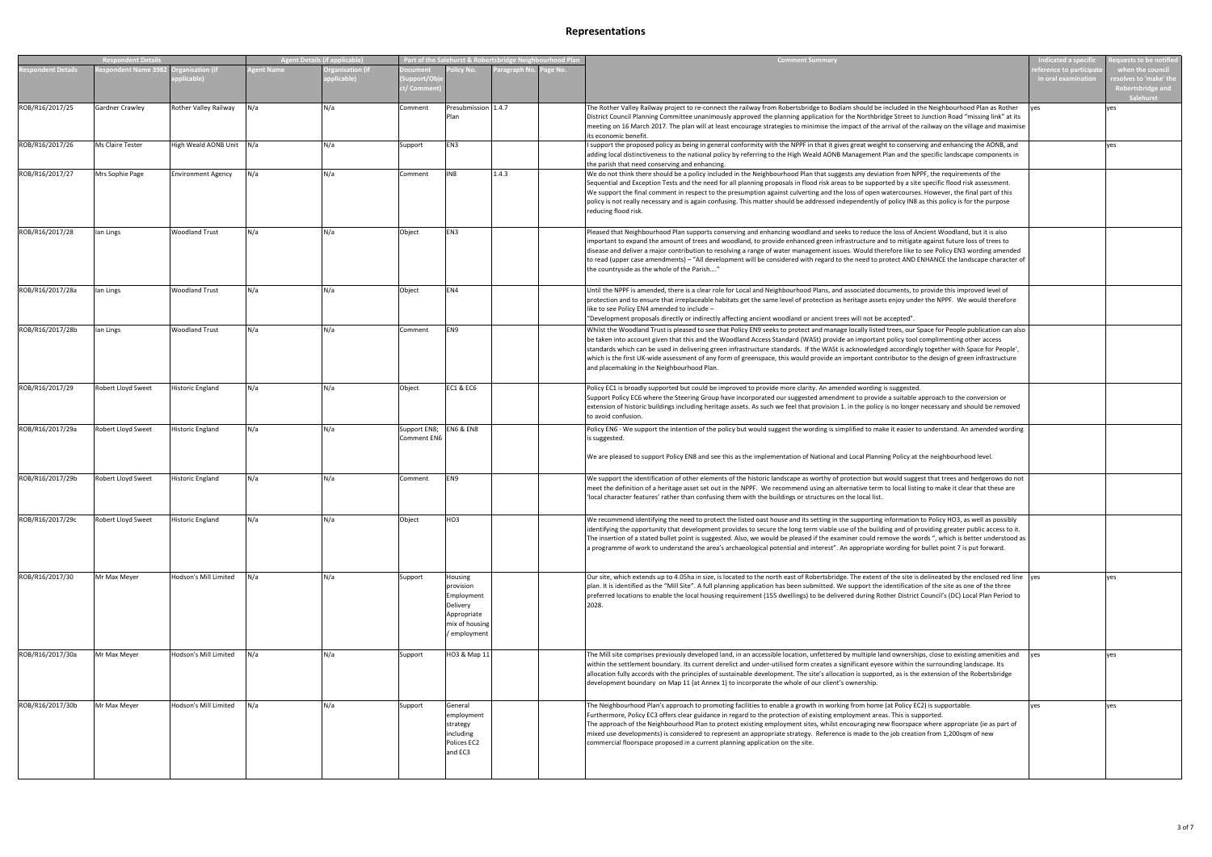# Representations

| Respondent Details | | | Agent Details (if applicable) | | Part of the Salehurst & Robertsbridge Neighbourhood Plan | | | | Comment Summary | Indicated a specific | Requests to be notified |
|---|---|---|---|---|---|---|---|---|---|---|---|
| Respondent Details | Respondent Name 3982 | Organisation (if applicable) | Agent Name | Organisation (if applicable) | Document (Support/Object/ Comment) | Policy No. | Paragraph No. | Page No. | | reference to participate in oral examination | when the council resolves to 'make' the Robertsbridge and Salehurst |
| ROB/R16/2017/25 | Gardner Crawley | Rother Valley Railway | N/a | N/a | Comment | Presubmission Plan | 1.4.7 | | The Rother Valley Railway project to re-connect the railway from Robertsbridge to Bodiam should be included in the Neighbourhood Plan as Rother District Council Planning Committee unanimously approved the planning application for the Northbridge Street to Junction Road "missing link" at its meeting on 16 March 2017. The plan will at least encourage strategies to minimise the impact of the arrival of the railway on the village and maximise its economic benefit. | yes | yes |
| ROB/R16/2017/26 | Ms Claire Tester | High Weald AONB Unit | N/a | N/a | Support | EN3 | | | I support the proposed policy as being in general conformity with the NPPF in that it gives great weight to conserving and enhancing the AONB, and adding local distinctiveness to the national policy by referring to the High Weald AONB Management Plan and the specific landscape components in the parish that need conserving and enhancing. | | yes |
| ROB/R16/2017/27 | Mrs Sophie Page | Environment Agency | N/a | N/a | Comment | IN8 | 1.4.3 | | We do not think there should be a policy included in the Neighbourhood Plan that suggests any deviation from NPPF, the requirements of the Sequential and Exception Tests and the need for all planning proposals in flood risk areas to be supported by a site specific flood risk assessment. We support the final comment in respect to the presumption against culverting and the loss of open watercourses. However, the final part of this policy is not really necessary and is again confusing. This matter should be addressed independently of policy IN8 as this policy is for the purpose reducing flood risk. | | |
| ROB/R16/2017/28 | Ian Lings | Woodland Trust | N/a | N/a | Object | EN3 | | | Pleased that Neighbourhood Plan supports conserving and enhancing woodland and seeks to reduce the loss of Ancient Woodland, but it is also important to expand the amount of trees and woodland, to provide enhanced green infrastructure and to mitigate against future loss of trees to disease and deliver a major contribution to resolving a range of water management issues. Would therefore like to see Policy EN3 wording amended to read (upper case amendments) – "All development will be considered with regard to the need to protect AND ENHANCE the landscape character of the countryside as the whole of the Parish...." | | |
| ROB/R16/2017/28a | Ian Lings | Woodland Trust | N/a | N/a | Object | EN4 | | | Until the NPPF is amended, there is a clear role for Local and Neighbourhood Plans, and associated documents, to provide this improved level of protection and to ensure that irreplaceable habitats get the same level of protection as heritage assets enjoy under the NPPF. We would therefore like to see Policy EN4 amended to include – "Development proposals directly or indirectly affecting ancient woodland or ancient trees will not be accepted". | | |
| ROB/R16/2017/28b | Ian Lings | Woodland Trust | N/a | N/a | Comment | EN9 | | | Whilst the Woodland Trust is pleased to see that Policy EN9 seeks to protect and manage locally listed trees, our Space for People publication can also be taken into account given that this and the Woodland Access Standard (WASt) provide an important policy tool complimenting other access standards which can be used in delivering green infrastructure standards. If the WASt is acknowledged accordingly together with Space for People', which is the first UK-wide assessment of any form of greenspace, this would provide an important contributor to the design of green infrastructure and placemaking in the Neighbourhood Plan. | | |
| ROB/R16/2017/29 | Robert Lloyd Sweet | Historic England | N/a | N/a | Object | EC1 & EC6 | | | Policy EC1 is broadly supported but could be improved to provide more clarity. An amended wording is suggested. Support Policy EC6 where the Steering Group have incorporated our suggested amendment to provide a suitable approach to the conversion or extension of historic buildings including heritage assets. As such we feel that provision 1. in the policy is no longer necessary and should be removed to avoid confusion. | | |
| ROB/R16/2017/29a | Robert Lloyd Sweet | Historic England | N/a | N/a | Support EN8; Comment EN6 | EN6 & EN8 | | | Policy EN6 - We support the intention of the policy but would suggest the wording is simplified to make it easier to understand. An amended wording is suggested.<br><br>We are pleased to support Policy EN8 and see this as the implementation of National and Local Planning Policy at the neighbourhood level. | | |
| ROB/R16/2017/29b | Robert Lloyd Sweet | Historic England | N/a | N/a | Comment | EN9 | | | We support the identification of other elements of the historic landscape as worthy of protection but would suggest that trees and hedgerows do not meet the definition of a heritage asset set out in the NPPF. We recommend using an alternative term to local listing to make it clear that these are 'local character features' rather than confusing them with the buildings or structures on the local list. | | |
| ROB/R16/2017/29c | Robert Lloyd Sweet | Historic England | N/a | N/a | Object | HO3 | | | We recommend identifying the need to protect the listed oast house and its setting in the supporting information to Policy HO3, as well as possibly identifying the opportunity that development provides to secure the long term viable use of the building and of providing greater public access to it. The insertion of a stated bullet point is suggested. Also, we would be pleased if the examiner could remove the words ", which is better understood as a programme of work to understand the area's archaeological potential and interest". An appropriate wording for bullet point 7 is put forward. | | |
| ROB/R16/2017/30 | Mr Max Meyer | Hodson's Mill Limited | N/a | N/a | Support | Housing provision Employment Delivery Appropriate mix of housing / employment | | | Our site, which extends up to 4.05ha in size, is located to the north east of Robertsbridge. The extent of the site is delineated by the enclosed red line plan. It is identified as the "Mill Site". A full planning application has been submitted. We support the identification of the site as one of the three preferred locations to enable the local housing requirement (155 dwellings) to be delivered during Rother District Council's (DC) Local Plan Period to 2028. | yes | yes |
| ROB/R16/2017/30a | Mr Max Meyer | Hodson's Mill Limited | N/a | N/a | Support | HO3 & Map 11 | | | The Mill site comprises previously developed land, in an accessible location, unfettered by multiple land ownerships, close to existing amenities and within the settlement boundary. Its current derelict and under-utilised form creates a significant eyesore within the surrounding landscape. Its allocation fully accords with the principles of sustainable development. The site's allocation is supported, as is the extension of the Robertsbridge development boundary on Map 11 (at Annex 1) to incorporate the whole of our client's ownership. | yes | yes |
| ROB/R16/2017/30b | Mr Max Meyer | Hodson's Mill Limited | N/a | N/a | Support | General employment strategy including Polices EC2 and EC3 | | | The Neighbourhood Plan's approach to promoting facilities to enable a growth in working from home (at Policy EC2) is supportable. Furthermore, Policy EC3 offers clear guidance in regard to the protection of existing employment areas. This is supported. The approach of the Neighbourhood Plan to protect existing employment sites, whilst encouraging new floorspace where appropriate (ie as part of mixed use developments) is considered to represent an appropriate strategy. Reference is made to the job creation from 1,200sqm of new commercial floorspace proposed in a current planning application on the site. | yes | yes |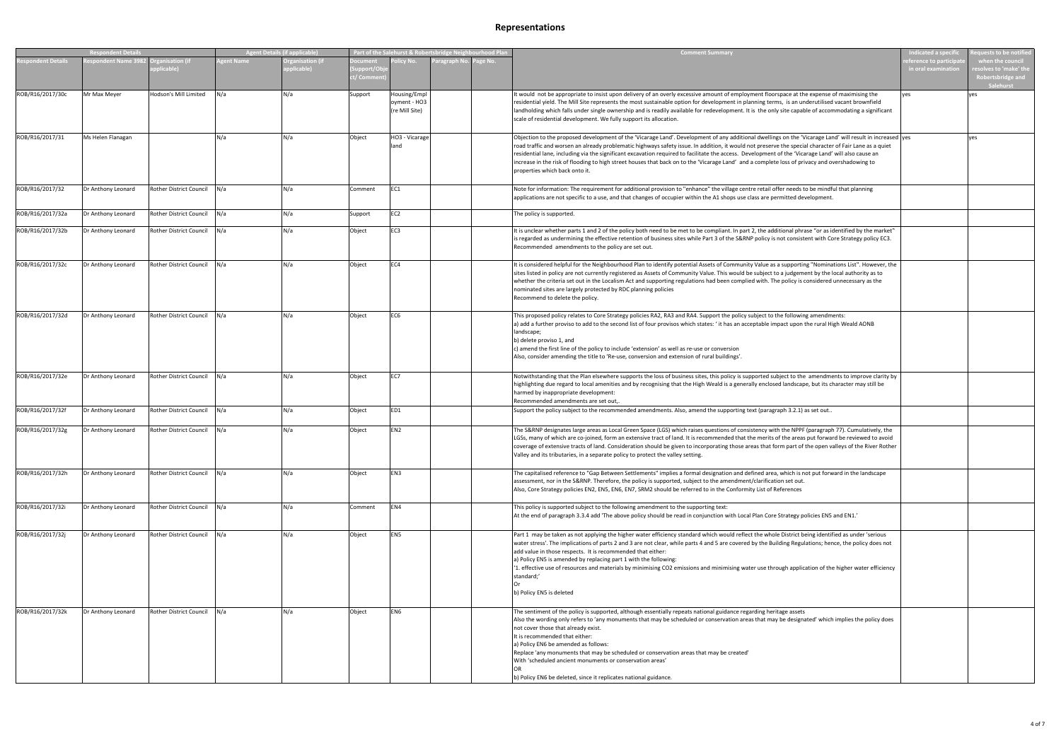# Representations

| Respondent Details | | | Agent Details (if applicable) | | Part of the Salehurst & Robertsbridge Neighbourhood Plan | | | | Comment Summary | Indicated a specific reference to participate in oral examination | Requests to be notified when the council resolves to 'make' the Robertsbridge and Salehurst |
|---|---|---|---|---|---|---|---|---|---|---|---|
| Respondent Details | Respondent Name 3982 | Organisation (if applicable) | Agent Name | Organisation (if applicable) | Document (Support/Object/Comment) | Policy No. | Paragraph No. | Page No. | | | |
| ROB/R16/2017/30c | Mr Max Meyer | Hodson's Mill Limited | N/a | N/a | Support | Housing/Employment - HO3 (re Mill Site) | | | It would not be appropriate to insist upon delivery of an overly excessive amount of employment floorspace at the expense of maximising the residential yield. The Mill Site represents the most sustainable option for development in planning terms, is an underutilised vacant brownfield landholding which falls under single ownership and is readily available for redevelopment. It is the only site capable of accommodating a significant scale of residential development. We fully support its allocation. | yes | yes |
| ROB/R16/2017/31 | Ms Helen Flanagan | | N/a | N/a | Object | HO3 - Vicarage land | | | Objection to the proposed development of the 'Vicarage Land'. Development of any additional dwellings on the 'Vicarage Land' will result in increased road traffic and worsen an already problematic highways safety issue. In addition, it would not preserve the special character of Fair Lane as a quiet residential lane, including via the significant excavation required to facilitate the access. Development of the 'Vicarage Land' will also cause an increase in the risk of flooding to high street houses that back on to the 'Vicarage Land' and a complete loss of privacy and overshadowing to properties which back onto it. | yes | yes |
| ROB/R16/2017/32 | Dr Anthony Leonard | Rother District Council | N/a | N/a | Comment | EC1 | | | Note for information: The requirement for additional provision to "enhance" the village centre retail offer needs to be mindful that planning applications are not specific to a use, and that changes of occupier within the A1 shops use class are permitted development. | | |
| ROB/R16/2017/32a | Dr Anthony Leonard | Rother District Council | N/a | N/a | Support | EC2 | | | The policy is supported. | | |
| ROB/R16/2017/32b | Dr Anthony Leonard | Rother District Council | N/a | N/a | Object | EC3 | | | It is unclear whether parts 1 and 2 of the policy both need to be met to be compliant. In part 2, the additional phrase "or as identified by the market" is regarded as undermining the effective retention of business sites while Part 3 of the S&RNP policy is not consistent with Core Strategy policy EC3. Recommended amendments to the policy are set out. | | |
| ROB/R16/2017/32c | Dr Anthony Leonard | Rother District Council | N/a | N/a | Object | EC4 | | | It is considered helpful for the Neighbourhood Plan to identify potential Assets of Community Value as a supporting "Nominations List". However, the sites listed in policy are not currently registered as Assets of Community Value. This would be subject to a judgement by the local authority as to whether the criteria set out in the Localism Act and supporting regulations had been complied with. The policy is considered unnecessary as the nominated sites are largely protected by RDC planning policies<br>Recommend to delete the policy. | | |
| ROB/R16/2017/32d | Dr Anthony Leonard | Rother District Council | N/a | N/a | Object | EC6 | | | This proposed policy relates to Core Strategy policies RA2, RA3 and RA4. Support the policy subject to the following amendments:<br>a) add a further proviso to add to the second list of four provisos which states: ' it has an acceptable impact upon the rural High Weald AONB landscape;<br>b) delete proviso 1, and<br>c) amend the first line of the policy to include 'extension' as well as re-use or conversion<br>Also, consider amending the title to 'Re-use, conversion and extension of rural buildings'. | | |
| ROB/R16/2017/32e | Dr Anthony Leonard | Rother District Council | N/a | N/a | Object | EC7 | | | Notwithstanding that the Plan elsewhere supports the loss of business sites, this policy is supported subject to the amendments to improve clarity by highlighting due regard to local amenities and by recognising that the High Weald is a generally enclosed landscape, but its character may still be harmed by inappropriate development:<br>Recommended amendments are set out,. | | |
| ROB/R16/2017/32f | Dr Anthony Leonard | Rother District Council | N/a | N/a | Object | ED1 | | | Support the policy subject to the recommended amendments. Also, amend the supporting text (paragraph 3.2.1) as set out.. | | |
| ROB/R16/2017/32g | Dr Anthony Leonard | Rother District Council | N/a | N/a | Object | EN2 | | | The S&RNP designates large areas as Local Green Space (LGS) which raises questions of consistency with the NPPF (paragraph 77). Cumulatively, the LGSs, many of which are co-joined, form an extensive tract of land. It is recommended that the merits of the areas put forward be reviewed to avoid coverage of extensive tracts of land. Consideration should be given to incorporating those areas that form part of the open valleys of the River Rother Valley and its tributaries, in a separate policy to protect the valley setting. | | |
| ROB/R16/2017/32h | Dr Anthony Leonard | Rother District Council | N/a | N/a | Object | EN3 | | | The capitalised reference to "Gap Between Settlements" implies a formal designation and defined area, which is not put forward in the landscape assessment, nor in the S&RNP. Therefore, the policy is supported, subject to the amendment/clarification set out.<br>Also, Core Strategy policies EN2, EN5, EN6, EN7, SRM2 should be referred to in the Conformity List of References | | |
| ROB/R16/2017/32i | Dr Anthony Leonard | Rother District Council | N/a | N/a | Comment | EN4 | | | This policy is supported subject to the following amendment to the supporting text:<br>At the end of paragraph 3.3.4 add 'The above policy should be read in conjunction with Local Plan Core Strategy policies EN5 and EN1.' | | |
| ROB/R16/2017/32j | Dr Anthony Leonard | Rother District Council | N/a | N/a | Object | EN5 | | | Part 1 may be taken as not applying the higher water efficiency standard which would reflect the whole District being identified as under 'serious water stress'. The implications of parts 2 and 3 are not clear, while parts 4 and 5 are covered by the Building Regulations; hence, the policy does not add value in those respects. It is recommended that either:<br>a) Policy EN5 is amended by replacing part 1 with the following:<br>'1. effective use of resources and materials by minimising CO2 emissions and minimising water use through application of the higher water efficiency standard;'<br>Or<br>b) Policy EN5 is deleted | | |
| ROB/R16/2017/32k | Dr Anthony Leonard | Rother District Council | N/a | N/a | Object | EN6 | | | The sentiment of the policy is supported, although essentially repeats national guidance regarding heritage assets<br>Also the wording only refers to 'any monuments that may be scheduled or conservation areas that may be designated' which implies the policy does not cover those that already exist.<br>It is recommended that either:<br>a) Policy EN6 be amended as follows:<br>Replace 'any monuments that may be scheduled or conservation areas that may be created'<br>With 'scheduled ancient monuments or conservation areas'<br>OR<br>b) Policy EN6 be deleted, since it replicates national guidance. | | |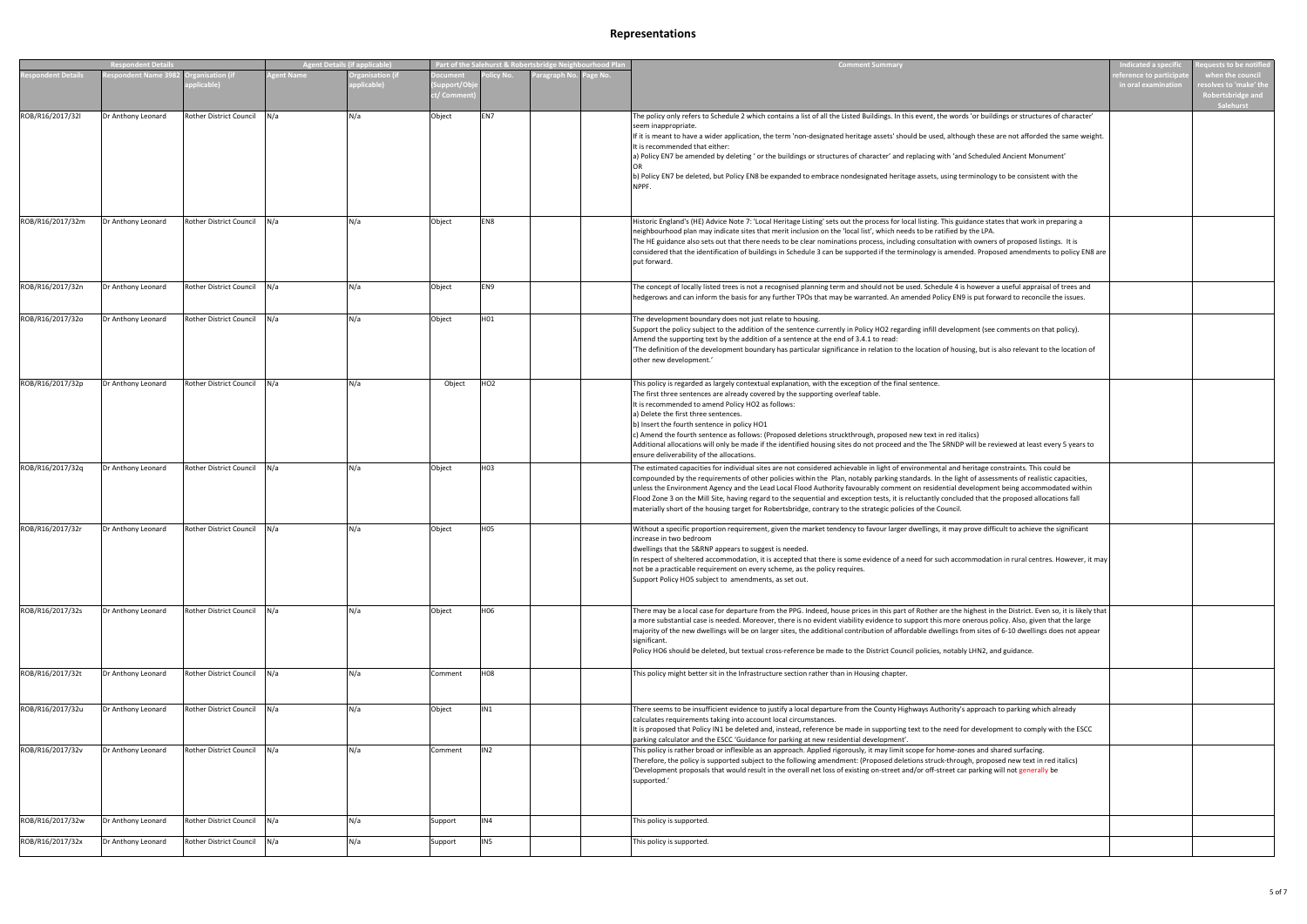# Representations

| Respondent Details | | | Agent Details (if applicable) | | Part of the Salehurst & Robertsbridge Neighbourhood Plan | | | | Comment Summary | Indicated a specific reference to participate in oral examination | Requests to be notified when the council resolves to 'make' the Robertsbridge and Salehurst |
|---|---|---|---|---|---|---|---|---|---|---|---|
| Respondent Details | Respondent Name 3982 | Organisation (if applicable) | Agent Name | Organisation (if applicable) | Document (Support/Object/ Comment) | Policy No. | Paragraph No. | Page No. | | | |
| ROB/R16/2017/32l | Dr Anthony Leonard | Rother District Council | N/a | N/a | Object | EN7 | | | The policy only refers to Schedule 2 which contains a list of all the Listed Buildings. In this event, the words 'or buildings or structures of character' seem inappropriate.<br>If it is meant to have a wider application, the term 'non-designated heritage assets' should be used, although these are not afforded the same weight.<br>It is recommended that either:<br>a) Policy EN7 be amended by deleting ' or the buildings or structures of character' and replacing with 'and Scheduled Ancient Monument'<br>OR<br>b) Policy EN7 be deleted, but Policy EN8 be expanded to embrace nondesignated heritage assets, using terminology to be consistent with the NPPF. | | |
| ROB/R16/2017/32m | Dr Anthony Leonard | Rother District Council | N/a | N/a | Object | EN8 | | | Historic England's (HE) Advice Note 7: 'Local Heritage Listing' sets out the process for local listing. This guidance states that work in preparing a neighbourhood plan may indicate sites that merit inclusion on the 'local list', which needs to be ratified by the LPA.<br>The HE guidance also sets out that there needs to be clear nominations process, including consultation with owners of proposed listings. It is considered that the identification of buildings in Schedule 3 can be supported if the terminology is amended. Proposed amendments to policy EN8 are put forward. | | |
| ROB/R16/2017/32n | Dr Anthony Leonard | Rother District Council | N/a | N/a | Object | EN9 | | | The concept of locally listed trees is not a recognised planning term and should not be used. Schedule 4 is however a useful appraisal of trees and hedgerows and can inform the basis for any further TPOs that may be warranted. An amended Policy EN9 is put forward to reconcile the issues. | | |
| ROB/R16/2017/32o | Dr Anthony Leonard | Rother District Council | N/a | N/a | Object | HO1 | | | The development boundary does not just relate to housing.<br>Support the policy subject to the addition of the sentence currently in Policy HO2 regarding infill development (see comments on that policy).<br>Amend the supporting text by the addition of a sentence at the end of 3.4.1 to read:<br>'The definition of the development boundary has particular significance in relation to the location of housing, but is also relevant to the location of other new development.' | | |
| ROB/R16/2017/32p | Dr Anthony Leonard | Rother District Council | N/a | N/a | Object | HO2 | | | This policy is regarded as largely contextual explanation, with the exception of the final sentence.<br>The first three sentences are already covered by the supporting overleaf table.<br>It is recommended to amend Policy HO2 as follows:<br>a) Delete the first three sentences.<br>b) Insert the fourth sentence in policy HO1<br>c) Amend the fourth sentence as follows: (Proposed deletions struckthrough, proposed new text in red italics)<br>Additional allocations will only be made if the identified housing sites do not proceed and the The SRNDP will be reviewed at least every 5 years to ensure deliverability of the allocations. | | |
| ROB/R16/2017/32q | Dr Anthony Leonard | Rother District Council | N/a | N/a | Object | HO3 | | | The estimated capacities for individual sites are not considered achievable in light of environmental and heritage constraints. This could be compounded by the requirements of other policies within the Plan, notably parking standards. In the light of assessments of realistic capacities, unless the Environment Agency and the Lead Local Flood Authority favourably comment on residential development being accommodated within Flood Zone 3 on the Mill Site, having regard to the sequential and exception tests, it is reluctantly concluded that the proposed allocations fall materially short of the housing target for Robertsbridge, contrary to the strategic policies of the Council. | | |
| ROB/R16/2017/32r | Dr Anthony Leonard | Rother District Council | N/a | N/a | Object | HO5 | | | Without a specific proportion requirement, given the market tendency to favour larger dwellings, it may prove difficult to achieve the significant increase in two bedroom<br>dwellings that the S&RNP appears to suggest is needed.<br>In respect of sheltered accommodation, it is accepted that there is some evidence of a need for such accommodation in rural centres. However, it may not be a practicable requirement on every scheme, as the policy requires.<br>Support Policy HO5 subject to amendments, as set out. | | |
| ROB/R16/2017/32s | Dr Anthony Leonard | Rother District Council | N/a | N/a | Object | HO6 | | | There may be a local case for departure from the PPG. Indeed, house prices in this part of Rother are the highest in the District. Even so, it is likely that a more substantial case is needed. Moreover, there is no evident viability evidence to support this more onerous policy. Also, given that the large majority of the new dwellings will be on larger sites, the additional contribution of affordable dwellings from sites of 6-10 dwellings does not appear significant.<br>Policy HO6 should be deleted, but textual cross-reference be made to the District Council policies, notably LHN2, and guidance. | | |
| ROB/R16/2017/32t | Dr Anthony Leonard | Rother District Council | N/a | N/a | Comment | HO8 | | | This policy might better sit in the Infrastructure section rather than in Housing chapter. | | |
| ROB/R16/2017/32u | Dr Anthony Leonard | Rother District Council | N/a | N/a | Object | IN1 | | | There seems to be insufficient evidence to justify a local departure from the County Highways Authority's approach to parking which already calculates requirements taking into account local circumstances.<br>It is proposed that Policy IN1 be deleted and, instead, reference be made in supporting text to the need for development to comply with the ESCC parking calculator and the ESCC 'Guidance for parking at new residential development'. | | |
| ROB/R16/2017/32v | Dr Anthony Leonard | Rother District Council | N/a | N/a | Comment | IN2 | | | This policy is rather broad or inflexible as an approach. Applied rigorously, it may limit scope for home-zones and shared surfacing.<br>Therefore, the policy is supported subject to the following amendment: (Proposed deletions struck-through, proposed new text in red italics)<br>'Development proposals that would result in the overall net loss of existing on-street and/or off-street car parking will not generally be supported.' | | |
| ROB/R16/2017/32w | Dr Anthony Leonard | Rother District Council | N/a | N/a | Support | IN4 | | | This policy is supported. | | |
| ROB/R16/2017/32x | Dr Anthony Leonard | Rother District Council | N/a | N/a | Support | IN5 | | | This policy is supported. | | |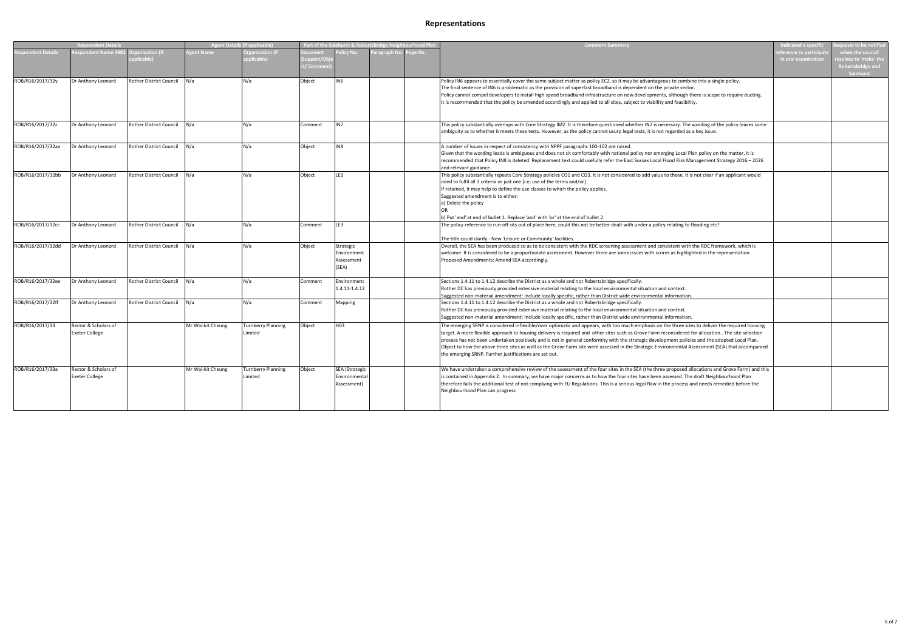# Representations

| Respondent Details | | | Agent Details (if applicable) | | Part of the Salehurst & Robertsbridge Neighbourhood Plan | | | | Comment Summary | Indicated a specific | Requests to be notified |
|---|---|---|---|---|---|---|---|---|---|---|---|
| Respondent Details | Respondent Name 3982 | Organisation (if applicable) | Agent Name | Organisation (if applicable) | Document (Support/Object/ Comment) | Policy No. | Paragraph No. | Page No. | | reference to participate in oral examination | when the council resolves to 'make' the Robertsbridge and Salehurst |
| ROB/R16/2017/32y | Dr Anthony Leonard | Rother District Council | N/a | N/a | Object | IN6 | | | Policy IN6 appears to essentially cover the same subject matter as policy EC2, so it may be advantageous to combine into a single policy. The final sentence of IN6 is problematic as the provision of superfast broadband is dependent on the private sector. Policy cannot compel developers to install high speed broadband infrastructure on new developments, although there is scope to require ducting. It is recommended that the policy be amended accordingly and applied to all sites, subject to viability and feasibility. | | |
| ROB/R16/2017/32z | Dr Anthony Leonard | Rother District Council | N/a | N/a | Comment | IN7 | | | This policy substantially overlaps with Core Strategy IM2. It is therefore questioned whether IN7 is necessary. The wording of the policy leaves some ambiguity as to whether it meets these tests. However, as the policy cannot usurp legal tests, it is not regarded as a key issue. | | |
| ROB/R16/2017/32aa | Dr Anthony Leonard | Rother District Council | N/a | N/a | Object | IN8 | | | A number of issues in respect of consistency with NPPF paragraphs 100-102 are raised. Given that the wording leads is ambiguous and does not sit comfortably with national policy nor emerging Local Plan policy on the matter, it is recommended that Policy IN8 is deleted. Replacement text could usefully refer the East Sussex Local Flood Risk Management Strategy 2016 – 2026 and relevant guidance. | | |
| ROB/R16/2017/32bb | Dr Anthony Leonard | Rother District Council | N/a | N/a | Object | LE2 | | | This policy substantially repeats Core Strategy policies CO1 and CO3. It is not considered to add value to those. It is not clear if an applicant would need to fulfil all 3 criteria or just one (i.e; use of the terms and/or). If retained, it may help to define the use classes to which the policy applies. Suggested amendment is to either: a) Delete the policy OR b) Put 'and' at end of bullet 1. Replace 'and' with 'or' at the end of bullet 2. | | |
| ROB/R16/2017/32cc | Dr Anthony Leonard | Rother District Council | N/a | N/a | Comment | LE3 | | | The policy reference to run-off sits out of place here, could this not be better dealt with under a policy relating to flooding etc? The title could clarify - New 'Leisure or Community' facilities. | | |
| ROB/R16/2017/32dd | Dr Anthony Leonard | Rother District Council | N/a | N/a | Object | Strategic Environment Assessment (SEA) | | | Overall, the SEA has been produced so as to be consistent with the RDC screening assessment and consistent with the RDC framework, which is welcome. It is considered to be a proportionate assessment. However there are some issues with scores as highlighted in the representation. Proposed Amendments: Amend SEA accordingly. | | |
| ROB/R16/2017/32ee | Dr Anthony Leonard | Rother District Council | N/a | N/a | Comment | Environment 1.4.11-1.4.12 | | | Sections 1.4.11 to 1.4.12 describe the District as a whole and not Robertsbridge specifically. Rother DC has previously provided extensive material relating to the local environmental situation and context. Suggested non-material amendment: Include locally specific, rather than District wide environmental information. | | |
| ROB/R16/2017/32ff | Dr Anthony Leonard | Rother District Council | N/a | N/a | Comment | Mapping | | | Sections 1.4.11 to 1.4.12 describe the District as a whole and not Robertsbridge specifically. Rother DC has previously provided extensive material relating to the local environmental situation and context. Suggested non-material amendment: Include locally specific, rather than District wide environmental information. | | |
| ROB/R16/2017/33 | Rector & Scholars of Exeter College | | Mr Wai-kit Cheung | Turnberry Planning Limited | Object | H03 | | | The emerging SRNP is considered inflexible/over optimistic and appears, with too much emphasis on the three sites to deliver the required housing target. A more flexible approach to housing delivery is required and other sites such as Grove Farm reconsidered for allocation.. The site selection process has not been undertaken positively and is not in general conformity with the strategic development policies and the adopted Local Plan. Object to how the above three sites as well as the Grove Farm site were assessed in the Strategic Environmental Assessment (SEA) that accompanied the emerging SRNP. Further justifications are set out. | | |
| ROB/R16/2017/33a | Rector & Scholars of Exeter College | | Mr Wai-kit Cheung | Turnberry Planning Limited | Object | SEA (Strategic Environmental Assessment) | | | We have undertaken a comprehensive review of the assessment of the four sites in the SEA (the three proposed allocations and Grove Farm) and this is contained in Appendix 2. In summary, we have major concerns as to how the four sites have been assessed. The draft Neighbourhood Plan therefore fails the additional test of not complying with EU Regulations. This is a serious legal flaw in the process and needs remedied before the Neighbourhood Plan can progress. | | |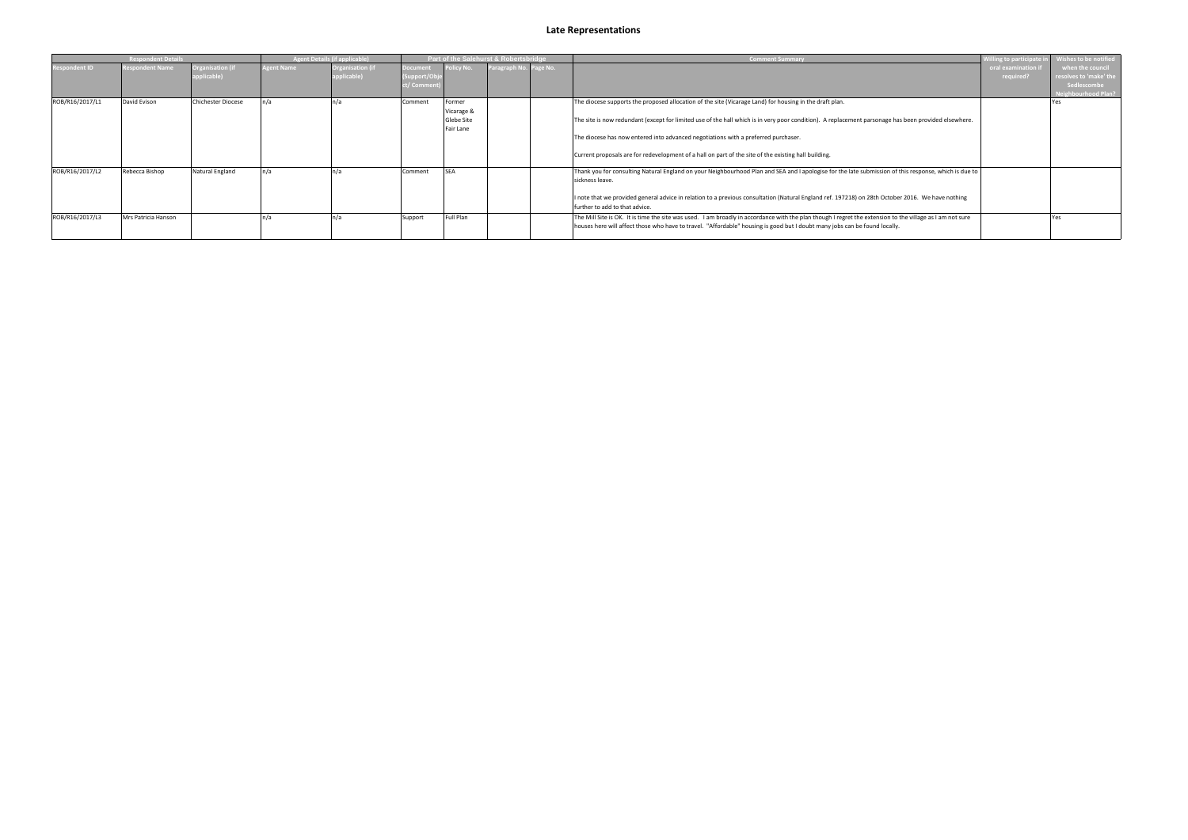# Late Representations

| Respondent Details | | | Agent Details (if applicable) | | Part of the Salehurst & Robertsbridge | | | | Comment Summary | Willing to participate in oral examination if required? | Wishes to be notified when the council resolves to 'make' the Sedlescombe Neighbourhood Plan? |
|---|---|---|---|---|---|---|---|---|---|---|---|
| Respondent ID | Respondent Name | Organisation (if applicable) | Agent Name | Organisation (if applicable) | Document (Support/Object/ Comment) | Policy No. | Paragraph No. | Page No. | | | |
| ROB/R16/2017/L1 | David Evison | Chichester Diocese | n/a | n/a | Comment | Former Vicarage & Glebe Site Fair Lane | | | The diocese supports the proposed allocation of the site (Vicarage Land) for housing in the draft plan.<br><br>The site is now redundant (except for limited use of the hall which is in very poor condition). A replacement parsonage has been provided elsewhere.<br><br>The diocese has now entered into advanced negotiations with a preferred purchaser.<br><br>Current proposals are for redevelopment of a hall on part of the site of the existing hall building. | | Yes |
| ROB/R16/2017/L2 | Rebecca Bishop | Natural England | n/a | n/a | Comment | SEA | | | Thank you for consulting Natural England on your Neighbourhood Plan and SEA and I apologise for the late submission of this response, which is due to sickness leave.<br><br>I note that we provided general advice in relation to a previous consultation (Natural England ref. 197218) on 28th October 2016. We have nothing further to add to that advice. | | |
| ROB/R16/2017/L3 | Mrs Patricia Hanson | | n/a | n/a | Support | Full Plan | | | The Mill Site is OK. It is time the site was used. I am broadly in accordance with the plan though I regret the extension to the village as I am not sure houses here will affect those who have to travel. "Affordable" housing is good but I doubt many jobs can be found locally. | | Yes |